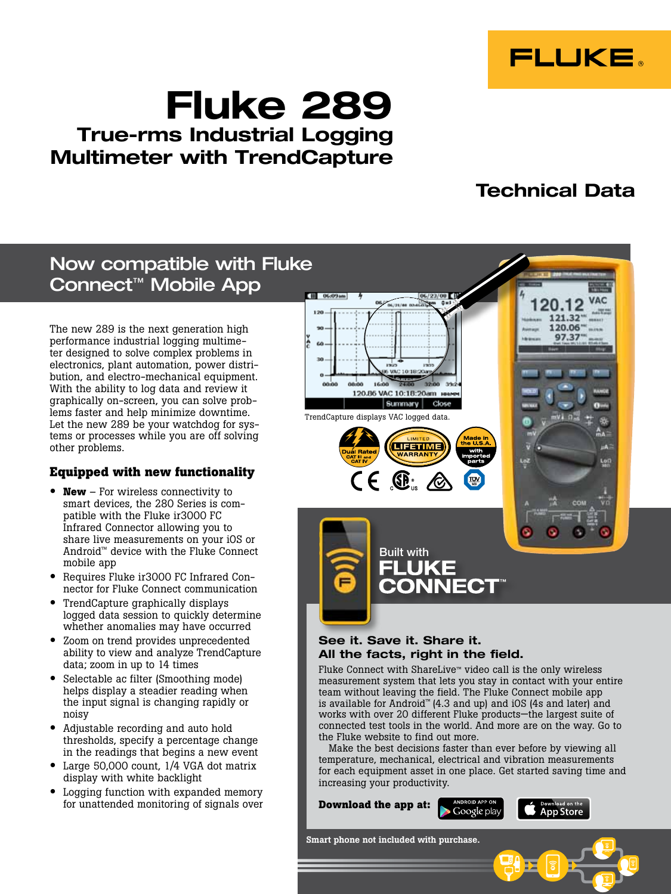FLUKE

# Fluke 289

## True-rms Industrial Logging Multimeter with TrendCapture

Technical Data

## Now compatible with Fluke Connect™ Mobile App

The new 289 is the next generation high performance industrial logging multimeter designed to solve complex problems in electronics, plant automation, power distribution, and electro-mechanical equipment. With the ability to log data and review it graphically on-screen, you can solve problems faster and help minimize downtime. Let the new 289 be your watchdog for systems or processes while you are off solving other problems.

### Equipped with new functionality

- **New** – For wireless connectivity to smart devices, the 280 Series is compatible with the Fluke ir3000 FC Infrared Connector allowing you to share live measurements on your iOS or Android™ device with the Fluke Connect mobile app
- Requires Fluke ir3000 FC Infrared Connector for Fluke Connect communication
- TrendCapture graphically displays logged data session to quickly determine whether anomalies may have occurred
- Zoom on trend provides unprecedented ability to view and analyze TrendCapture data; zoom in up to 14 times
- Selectable ac filter (Smoothing mode) helps display a steadier reading when the input signal is changing rapidly or noisy
- Adjustable recording and auto hold thresholds, specify a percentage change in the readings that begins a new event
- Large 50,000 count, 1/4 VGA dot matrix display with white backlight
- Logging function with expanded memory for unattended monitoring of signals over

TrendCapture displays VAC logged data.

Built with FLUKE CONNECT™

### See it. Save it. Share it.
### All the facts, right in the field.

Fluke Connect with ShareLive™ video call is the only wireless measurement system that lets you stay in contact with your entire team without leaving the field. The Fluke Connect mobile app is available for Android™ (4.3 and up) and iOS (4s and later) and works with over 20 different Fluke products—the largest suite of connected test tools in the world. And more are on the way. Go to the Fluke website to find out more.

Make the best decisions faster than ever before by viewing all temperature, mechanical, electrical and vibration measurements for each equipment asset in one place. Get started saving time and increasing your productivity.

**Download the app at:**

**Smart phone not included with purchase.**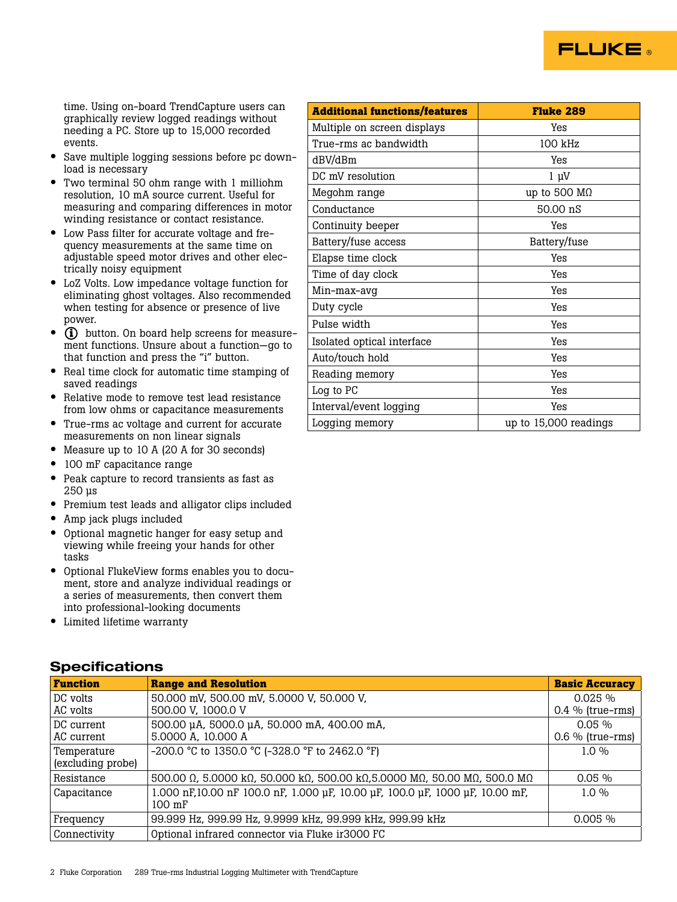time. Using on-board TrendCapture users can graphically review logged readings without needing a PC. Store up to 15,000 recorded events.

- Save multiple logging sessions before pc download is necessary
- Two terminal 50 ohm range with 1 milliohm resolution, 10 mA source current. Useful for measuring and comparing differences in motor winding resistance or contact resistance.
- Low Pass filter for accurate voltage and frequency measurements at the same time on adjustable speed motor drives and other electrically noisy equipment
- LoZ Volts. Low impedance voltage function for eliminating ghost voltages. Also recommended when testing for absence or presence of live power.
- ⓘ button. On board help screens for measurement functions. Unsure about a function—go to that function and press the "i" button.
- Real time clock for automatic time stamping of saved readings
- Relative mode to remove test lead resistance from low ohms or capacitance measurements
- True-rms ac voltage and current for accurate measurements on non linear signals
- Measure up to 10 A (20 A for 30 seconds)
- 100 mF capacitance range
- Peak capture to record transients as fast as 250 µs
- Premium test leads and alligator clips included
- Amp jack plugs included
- Optional magnetic hanger for easy setup and viewing while freeing your hands for other tasks
- Optional FlukeView forms enables you to document, store and analyze individual readings or a series of measurements, then convert them into professional-looking documents
- Limited lifetime warranty

| Additional functions/features | Fluke 289 |
|---|---|
| Multiple on screen displays | Yes |
| True-rms ac bandwidth | 100 kHz |
| dBV/dBm | Yes |
| DC mV resolution | 1 µV |
| Megohm range | up to 500 MΩ |
| Conductance | 50.00 nS |
| Continuity beeper | Yes |
| Battery/fuse access | Battery/fuse |
| Elapse time clock | Yes |
| Time of day clock | Yes |
| Min-max-avg | Yes |
| Duty cycle | Yes |
| Pulse width | Yes |
| Isolated optical interface | Yes |
| Auto/touch hold | Yes |
| Reading memory | Yes |
| Log to PC | Yes |
| Interval/event logging | Yes |
| Logging memory | up to 15,000 readings |

## Specifications

| Function | Range and Resolution | Basic Accuracy |
|---|---|---|
| DC volts<br>AC volts | 50.000 mV, 500.00 mV, 5.0000 V, 50.000 V,<br>500.00 V, 1000.0 V | 0.025 %<br>0.4 % (true-rms) |
| DC current<br>AC current | 500.00 µA, 5000.0 µA, 50.000 mA, 400.00 mA,<br>5.0000 A, 10.000 A | 0.05 %<br>0.6 % (true-rms) |
| Temperature (excluding probe) | -200.0 °C to 1350.0 °C (-328.0 °F to 2462.0 °F) | 1.0 % |
| Resistance | 500.00 Ω, 5.0000 kΩ, 50.000 kΩ, 500.00 kΩ,5.0000 MΩ, 50.00 MΩ, 500.0 MΩ | 0.05 % |
| Capacitance | 1.000 nF,10.00 nF 100.0 nF, 1.000 µF, 10.00 µF, 100.0 µF, 1000 µF, 10.00 mF, 100 mF | 1.0 % |
| Frequency | 99.999 Hz, 999.99 Hz, 9.9999 kHz, 99.999 kHz, 999.99 kHz | 0.005 % |
| Connectivity | Optional infrared connector via Fluke ir3000 FC | |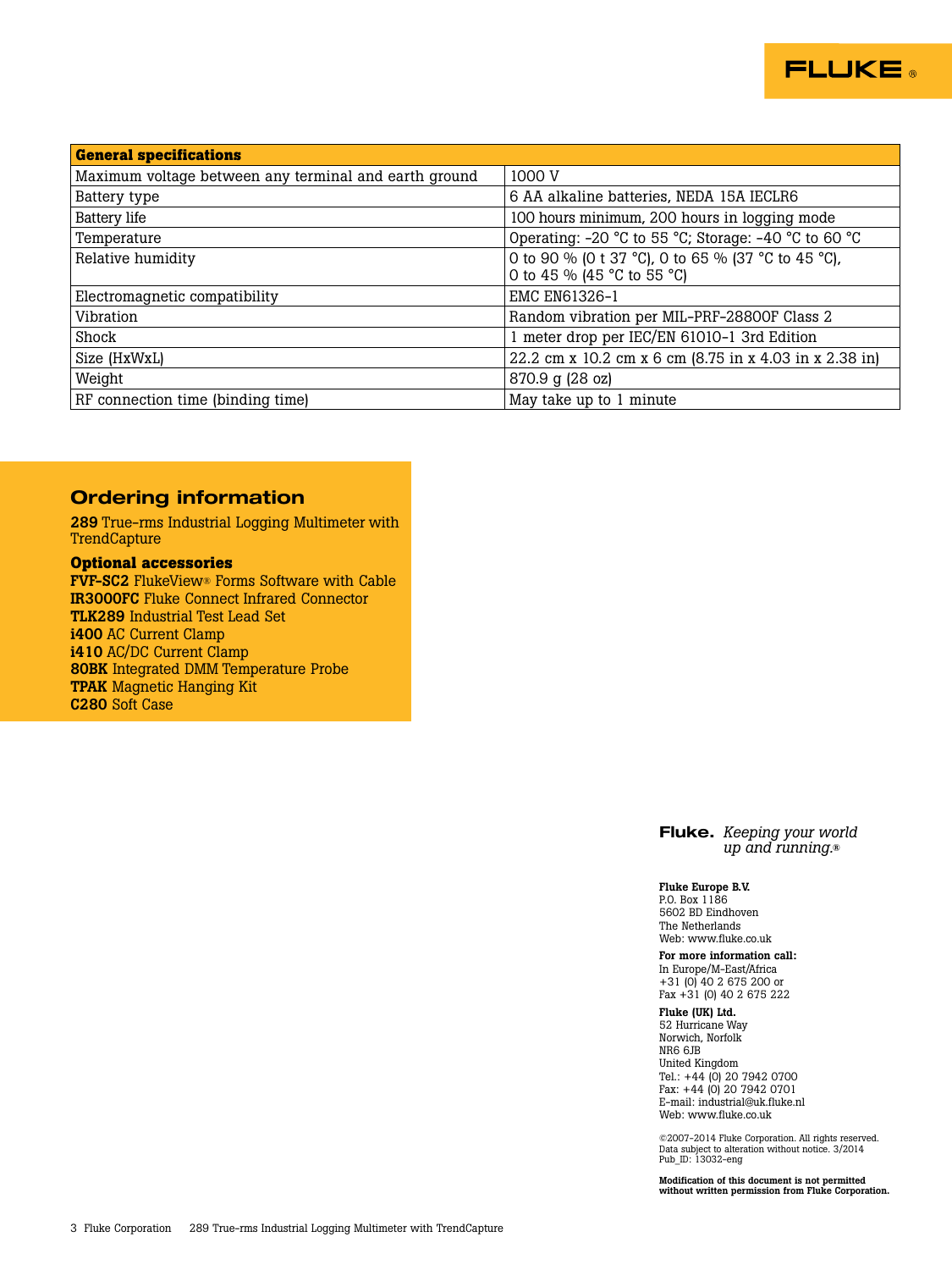| General specifications | |
|---|---|
| Maximum voltage between any terminal and earth ground | 1000 V |
| Battery type | 6 AA alkaline batteries, NEDA 15A IECLR6 |
| Battery life | 100 hours minimum, 200 hours in logging mode |
| Temperature | Operating: -20 °C to 55 °C; Storage: -40 °C to 60 °C |
| Relative humidity | 0 to 90 % (0 t 37 °C), 0 to 65 % (37 °C to 45 °C), 0 to 45 % (45 °C to 55 °C) |
| Electromagnetic compatibility | EMC EN61326-1 |
| Vibration | Random vibration per MIL-PRF-28800F Class 2 |
| Shock | 1 meter drop per IEC/EN 61010-1 3rd Edition |
| Size (HxWxL) | 22.2 cm x 10.2 cm x 6 cm (8.75 in x 4.03 in x 2.38 in) |
| Weight | 870.9 g (28 oz) |
| RF connection time (binding time) | May take up to 1 minute |

## Ordering information

**289** True-rms Industrial Logging Multimeter with TrendCapture

**Optional accessories**

**FVF-SC2** FlukeView® Forms Software with Cable
**IR3000FC** Fluke Connect Infrared Connector
**TLK289** Industrial Test Lead Set
**i400** AC Current Clamp
**i410** AC/DC Current Clamp
**80BK** Integrated DMM Temperature Probe
**TPAK** Magnetic Hanging Kit
**C280** Soft Case

**Fluke.** *Keeping your world up and running.®*

**Fluke Europe B.V.**
P.O. Box 1186
5602 BD Eindhoven
The Netherlands
Web: www.fluke.co.uk

**For more information call:**
In Europe/M-East/Africa
+31 (0) 40 2 675 200 or
Fax +31 (0) 40 2 675 222

**Fluke (UK) Ltd.**
52 Hurricane Way
Norwich, Norfolk
NR6 6JB
United Kingdom
Tel.: +44 (0) 20 7942 0700
Fax: +44 (0) 20 7942 0701
E-mail: industrial@uk.fluke.nl
Web: www.fluke.co.uk

©2007-2014 Fluke Corporation. All rights reserved.
Data subject to alteration without notice. 3/2014
Pub_ID: 13032-eng

**Modification of this document is not permitted without written permission from Fluke Corporation.**